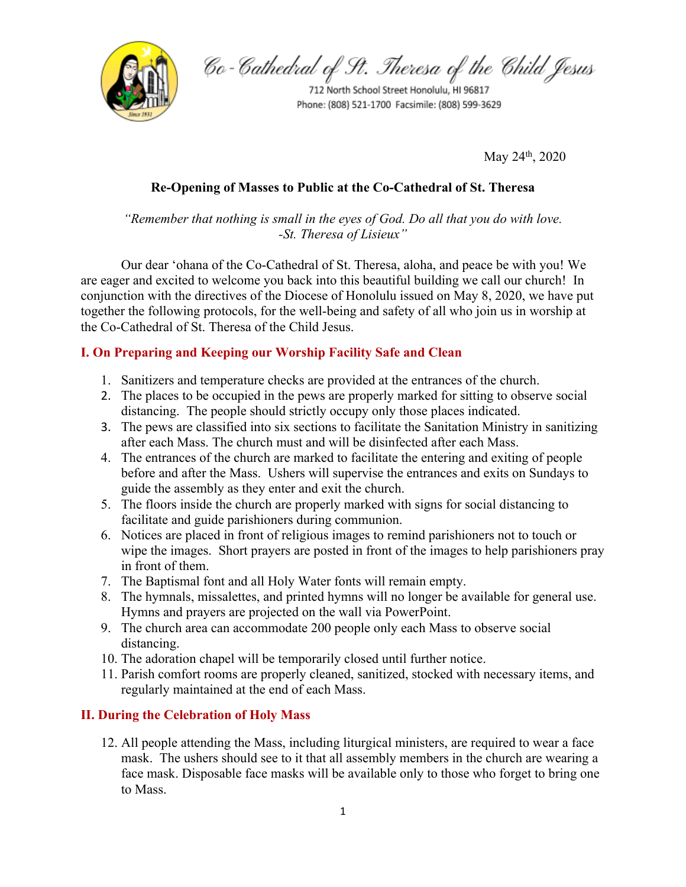Co-Cathedral of St. Theresa of the Child Jesus

712 North School Street Honolulu, HI 96817
Phone: (808) 521-1700 Facsimile: (808) 599-3629

May 24th, 2020

**Re-Opening of Masses to Public at the Co-Cathedral of St. Theresa**

*"Remember that nothing is small in the eyes of God. Do all that you do with love.*
*-St. Theresa of Lisieux"*

Our dear ʻohana of the Co-Cathedral of St. Theresa, aloha, and peace be with you! We are eager and excited to welcome you back into this beautiful building we call our church! In conjunction with the directives of the Diocese of Honolulu issued on May 8, 2020, we have put together the following protocols, for the well-being and safety of all who join us in worship at the Co-Cathedral of St. Theresa of the Child Jesus.

## I. On Preparing and Keeping our Worship Facility Safe and Clean

1. Sanitizers and temperature checks are provided at the entrances of the church.
2. The places to be occupied in the pews are properly marked for sitting to observe social distancing. The people should strictly occupy only those places indicated.
3. The pews are classified into six sections to facilitate the Sanitation Ministry in sanitizing after each Mass. The church must and will be disinfected after each Mass.
4. The entrances of the church are marked to facilitate the entering and exiting of people before and after the Mass. Ushers will supervise the entrances and exits on Sundays to guide the assembly as they enter and exit the church.
5. The floors inside the church are properly marked with signs for social distancing to facilitate and guide parishioners during communion.
6. Notices are placed in front of religious images to remind parishioners not to touch or wipe the images. Short prayers are posted in front of the images to help parishioners pray in front of them.
7. The Baptismal font and all Holy Water fonts will remain empty.
8. The hymnals, missalettes, and printed hymns will no longer be available for general use. Hymns and prayers are projected on the wall via PowerPoint.
9. The church area can accommodate 200 people only each Mass to observe social distancing.
10. The adoration chapel will be temporarily closed until further notice.
11. Parish comfort rooms are properly cleaned, sanitized, stocked with necessary items, and regularly maintained at the end of each Mass.

## II. During the Celebration of Holy Mass

12. All people attending the Mass, including liturgical ministers, are required to wear a face mask. The ushers should see to it that all assembly members in the church are wearing a face mask. Disposable face masks will be available only to those who forget to bring one to Mass.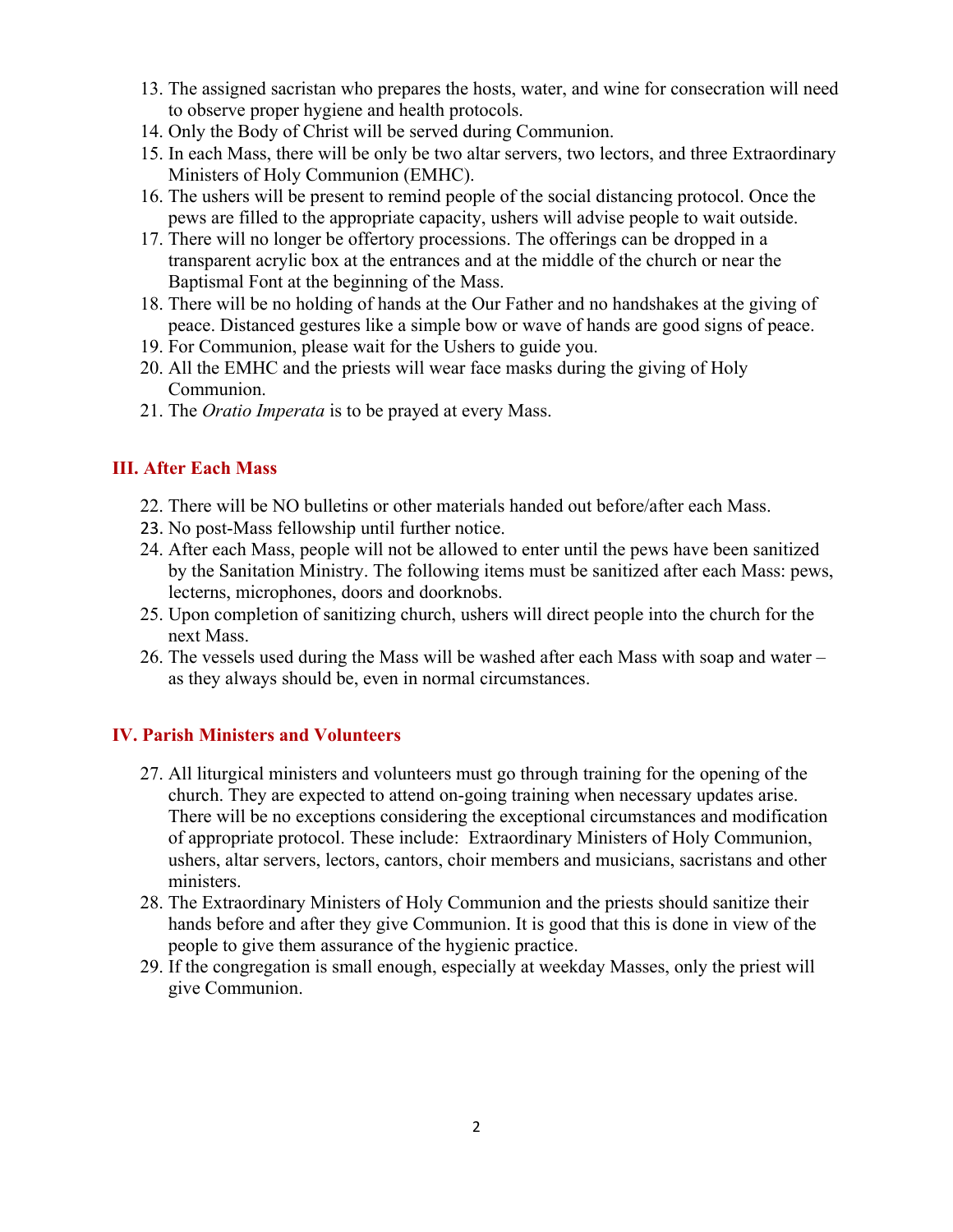13. The assigned sacristan who prepares the hosts, water, and wine for consecration will need to observe proper hygiene and health protocols.
14. Only the Body of Christ will be served during Communion.
15. In each Mass, there will be only be two altar servers, two lectors, and three Extraordinary Ministers of Holy Communion (EMHC).
16. The ushers will be present to remind people of the social distancing protocol. Once the pews are filled to the appropriate capacity, ushers will advise people to wait outside.
17. There will no longer be offertory processions. The offerings can be dropped in a transparent acrylic box at the entrances and at the middle of the church or near the Baptismal Font at the beginning of the Mass.
18. There will be no holding of hands at the Our Father and no handshakes at the giving of peace. Distanced gestures like a simple bow or wave of hands are good signs of peace.
19. For Communion, please wait for the Ushers to guide you.
20. All the EMHC and the priests will wear face masks during the giving of Holy Communion.
21. The *Oratio Imperata* is to be prayed at every Mass.

## III. After Each Mass

22. There will be NO bulletins or other materials handed out before/after each Mass.
23. No post-Mass fellowship until further notice.
24. After each Mass, people will not be allowed to enter until the pews have been sanitized by the Sanitation Ministry. The following items must be sanitized after each Mass: pews, lecterns, microphones, doors and doorknobs.
25. Upon completion of sanitizing church, ushers will direct people into the church for the next Mass.
26. The vessels used during the Mass will be washed after each Mass with soap and water – as they always should be, even in normal circumstances.

## IV. Parish Ministers and Volunteers

27. All liturgical ministers and volunteers must go through training for the opening of the church. They are expected to attend on-going training when necessary updates arise. There will be no exceptions considering the exceptional circumstances and modification of appropriate protocol. These include: Extraordinary Ministers of Holy Communion, ushers, altar servers, lectors, cantors, choir members and musicians, sacristans and other ministers.
28. The Extraordinary Ministers of Holy Communion and the priests should sanitize their hands before and after they give Communion. It is good that this is done in view of the people to give them assurance of the hygienic practice.
29. If the congregation is small enough, especially at weekday Masses, only the priest will give Communion.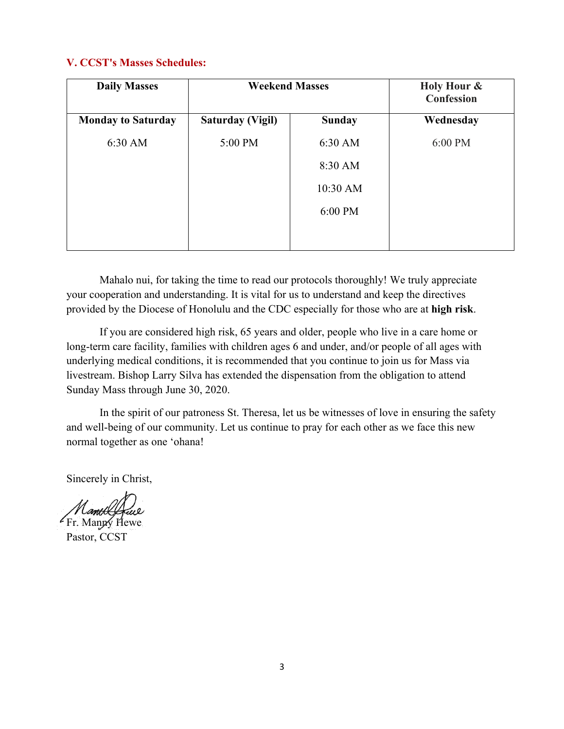## V. CCST's Masses Schedules:

| Daily Masses | Weekend Masses | | Holy Hour & Confession |
| --- | --- | --- | --- |
| **Monday to Saturday** | **Saturday (Vigil)** | **Sunday** | **Wednesday** |
| 6:30 AM | 5:00 PM | 6:30 AM | 6:00 PM |
| | | 8:30 AM | |
| | | 10:30 AM | |
| | | 6:00 PM | |

Mahalo nui, for taking the time to read our protocols thoroughly! We truly appreciate your cooperation and understanding. It is vital for us to understand and keep the directives provided by the Diocese of Honolulu and the CDC especially for those who are at **high risk**.

If you are considered high risk, 65 years and older, people who live in a care home or long-term care facility, families with children ages 6 and under, and/or people of all ages with underlying medical conditions, it is recommended that you continue to join us for Mass via livestream. Bishop Larry Silva has extended the dispensation from the obligation to attend Sunday Mass through June 30, 2020.

In the spirit of our patroness St. Theresa, let us be witnesses of love in ensuring the safety and well-being of our community. Let us continue to pray for each other as we face this new normal together as one ʻohana!

Sincerely in Christ,

Fr. Manny Hewe
Pastor, CCST